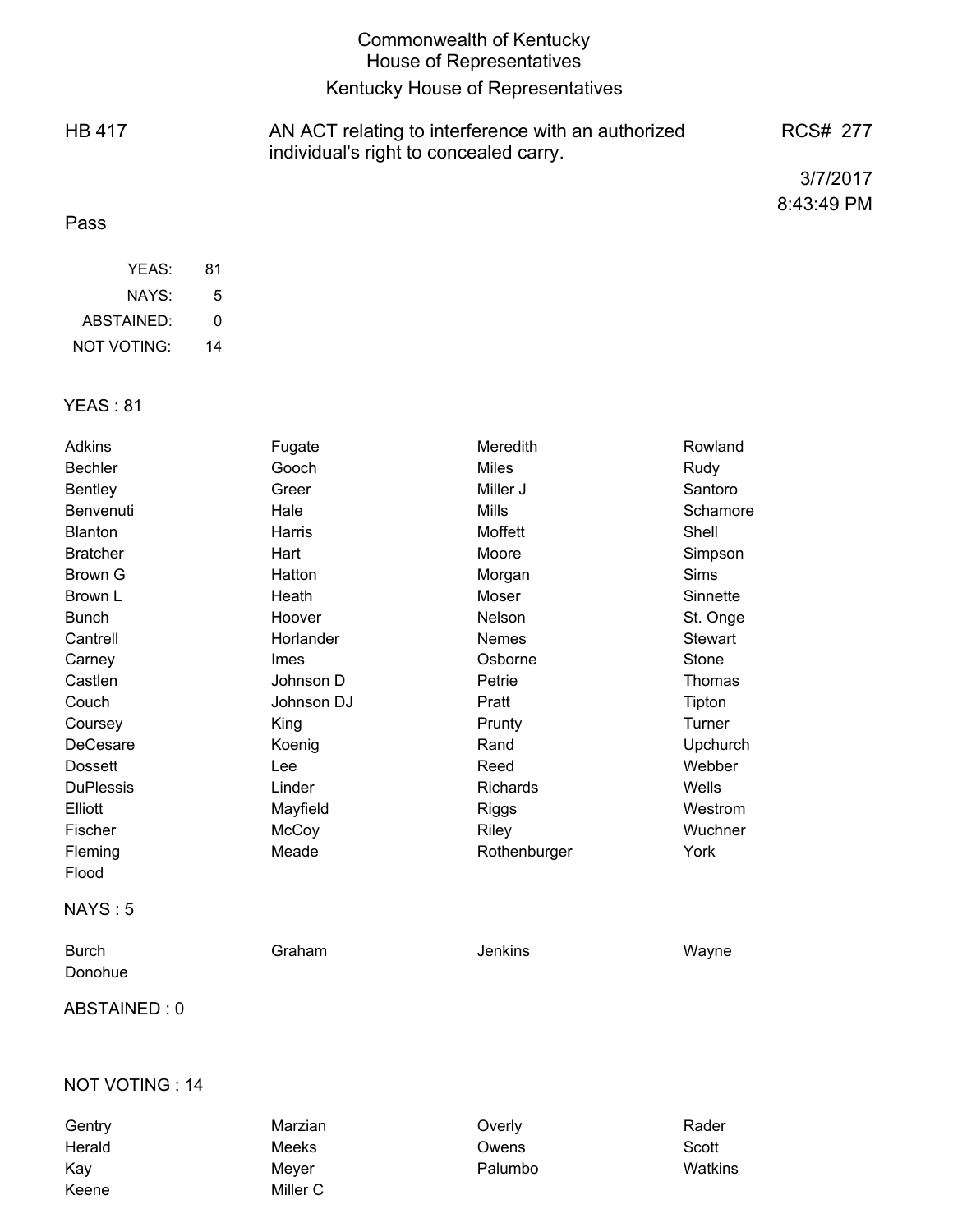# Commonwealth of Kentucky
## House of Representatives
## Kentucky House of Representatives

**HB 417** — AN ACT relating to interference with an authorized individual's right to concealed carry. — **RCS# 277**

3/7/2017
8:43:49 PM

**Pass**

| | |
|---|---|
| YEAS: | 81 |
| NAYS: | 5 |
| ABSTAINED: | 0 |
| NOT VOTING: | 14 |

### YEAS : 81

| | | | |
|---|---|---|---|
| Adkins | Fugate | Meredith | Rowland |
| Bechler | Gooch | Miles | Rudy |
| Bentley | Greer | Miller J | Santoro |
| Benvenuti | Hale | Mills | Schamore |
| Blanton | Harris | Moffett | Shell |
| Bratcher | Hart | Moore | Simpson |
| Brown G | Hatton | Morgan | Sims |
| Brown L | Heath | Moser | Sinnette |
| Bunch | Hoover | Nelson | St. Onge |
| Cantrell | Horlander | Nemes | Stewart |
| Carney | Imes | Osborne | Stone |
| Castlen | Johnson D | Petrie | Thomas |
| Couch | Johnson DJ | Pratt | Tipton |
| Coursey | King | Prunty | Turner |
| DeCesare | Koenig | Rand | Upchurch |
| Dossett | Lee | Reed | Webber |
| DuPlessis | Linder | Richards | Wells |
| Elliott | Mayfield | Riggs | Westrom |
| Fischer | McCoy | Riley | Wuchner |
| Fleming | Meade | Rothenburger | York |
| Flood | | | |

### NAYS : 5

| | | | |
|---|---|---|---|
| Burch | Graham | Jenkins | Wayne |
| Donohue | | | |

### ABSTAINED : 0

### NOT VOTING : 14

| | | | |
|---|---|---|---|
| Gentry | Marzian | Overly | Rader |
| Herald | Meeks | Owens | Scott |
| Kay | Meyer | Palumbo | Watkins |
| Keene | Miller C | | |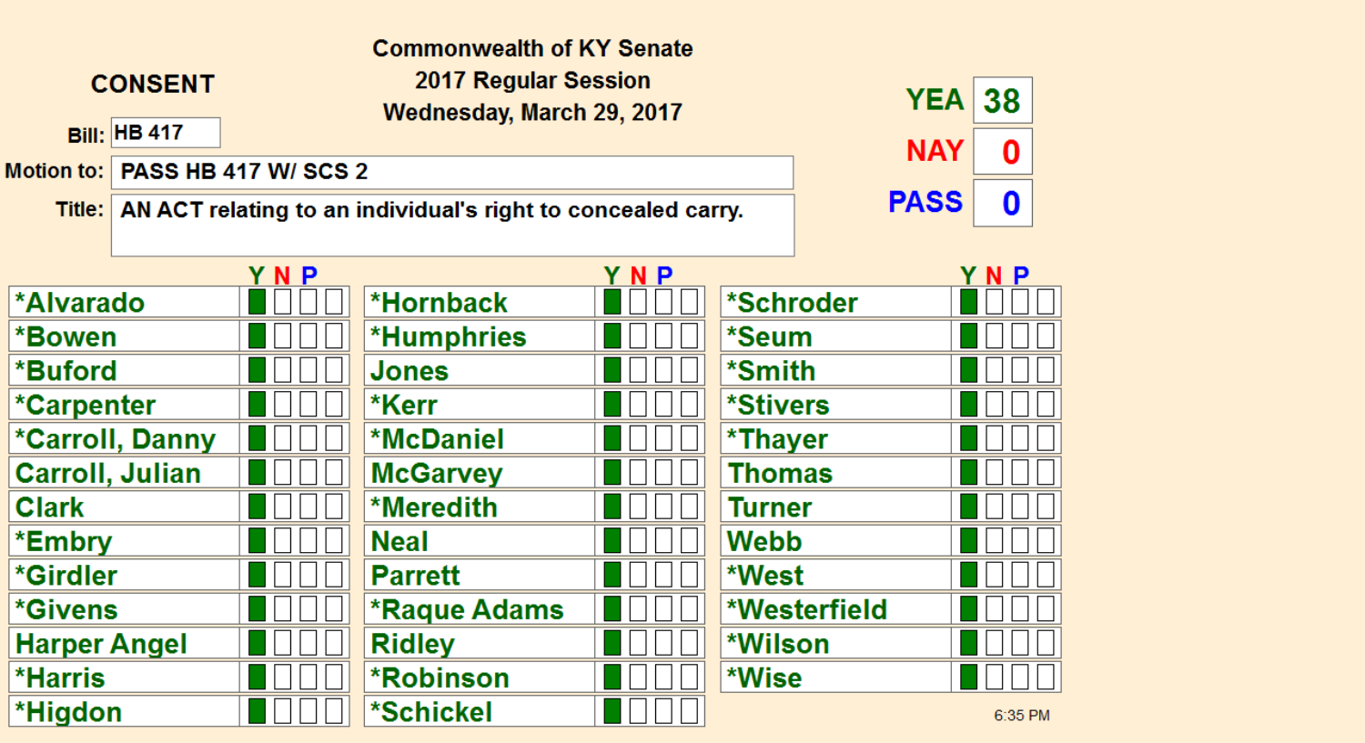**CONSENT**

**Commonwealth of KY Senate**
**2017 Regular Session**
**Wednesday, March 29, 2017**

**Bill:** HB 417

**Motion to:** PASS HB 417 W/ SCS 2

**Title:** AN ACT relating to an individual's right to concealed carry.

| YEA | NAY | PASS |
| --- | --- | --- |
| 38 | 0 | 0 |

| Member | Y | N | P | Member | Y | N | P | Member | Y | N | P |
| --- | --- | --- | --- | --- | --- | --- | --- | --- | --- | --- | --- |
| *Alvarado | ■ | | | *Hornback | ■ | | | *Schroder | ■ | | |
| *Bowen | ■ | | | *Humphries | ■ | | | *Seum | ■ | | |
| *Buford | ■ | | | Jones | ■ | | | *Smith | ■ | | |
| *Carpenter | ■ | | | *Kerr | ■ | | | *Stivers | ■ | | |
| *Carroll, Danny | ■ | | | *McDaniel | ■ | | | *Thayer | ■ | | |
| Carroll, Julian | ■ | | | McGarvey | ■ | | | Thomas | ■ | | |
| Clark | ■ | | | *Meredith | ■ | | | Turner | ■ | | |
| *Embry | ■ | | | Neal | ■ | | | Webb | ■ | | |
| *Girdler | ■ | | | Parrett | ■ | | | *West | ■ | | |
| *Givens | ■ | | | *Raque Adams | ■ | | | *Westerfield | ■ | | |
| Harper Angel | ■ | | | Ridley | ■ | | | *Wilson | ■ | | |
| *Harris | ■ | | | *Robinson | ■ | | | *Wise | ■ | | |
| *Higdon | ■ | | | *Schickel | ■ | | | | | | |

6:35 PM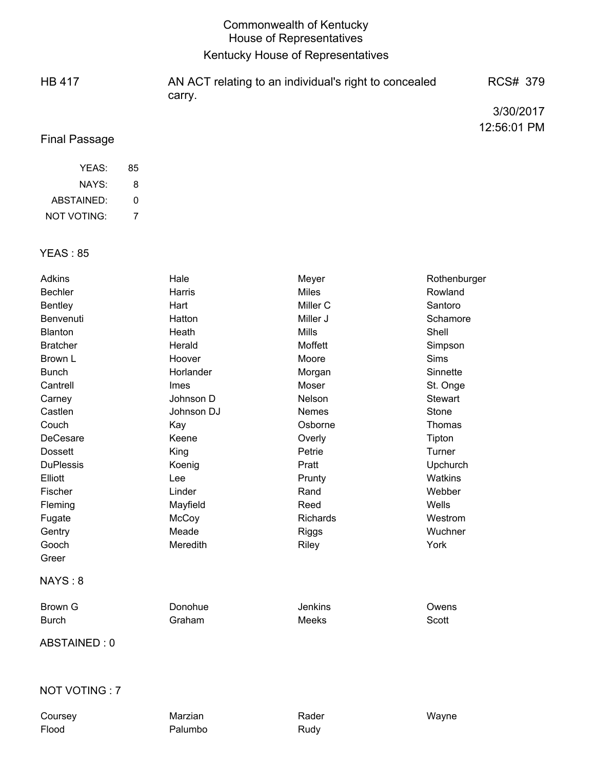# Commonwealth of Kentucky
## House of Representatives
## Kentucky House of Representatives

| | | |
|---|---|---|
| HB 417 | AN ACT relating to an individual's right to concealed carry. | RCS# 379 |
| | | 3/30/2017 |
| | | 12:56:01 PM |

### Final Passage

| | |
|---|---|
| YEAS: | 85 |
| NAYS: | 8 |
| ABSTAINED: | 0 |
| NOT VOTING: | 7 |

### YEAS : 85

| | | | |
|---|---|---|---|
| Adkins | Hale | Meyer | Rothenburger |
| Bechler | Harris | Miles | Rowland |
| Bentley | Hart | Miller C | Santoro |
| Benvenuti | Hatton | Miller J | Schamore |
| Blanton | Heath | Mills | Shell |
| Bratcher | Herald | Moffett | Simpson |
| Brown L | Hoover | Moore | Sims |
| Bunch | Horlander | Morgan | Sinnette |
| Cantrell | Imes | Moser | St. Onge |
| Carney | Johnson D | Nelson | Stewart |
| Castlen | Johnson DJ | Nemes | Stone |
| Couch | Kay | Osborne | Thomas |
| DeCesare | Keene | Overly | Tipton |
| Dossett | King | Petrie | Turner |
| DuPlessis | Koenig | Pratt | Upchurch |
| Elliott | Lee | Prunty | Watkins |
| Fischer | Linder | Rand | Webber |
| Fleming | Mayfield | Reed | Wells |
| Fugate | McCoy | Richards | Westrom |
| Gentry | Meade | Riggs | Wuchner |
| Gooch | Meredith | Riley | York |
| Greer | | | |

### NAYS : 8

| | | | |
|---|---|---|---|
| Brown G | Donohue | Jenkins | Owens |
| Burch | Graham | Meeks | Scott |

### ABSTAINED : 0

### NOT VOTING : 7

| | | | |
|---|---|---|---|
| Coursey | Marzian | Rader | Wayne |
| Flood | Palumbo | Rudy | |